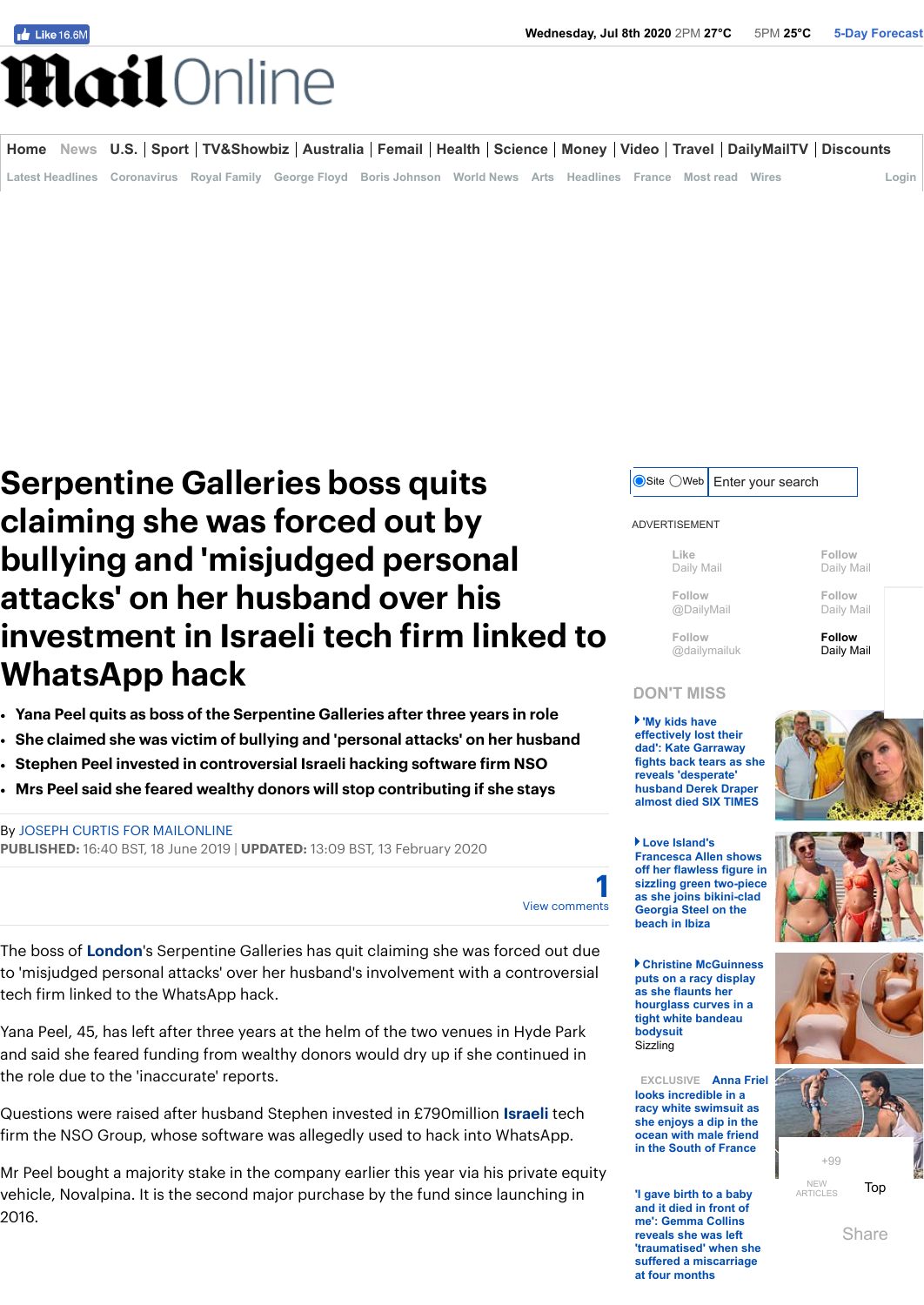# Serpentine Galleries boss quits claiming she was forced out by bullying and 'misjudged personal attacks' on her husband over his investment in Israeli tech firm linked to WhatsApp hack

- **Yana Peel quits as boss of the Serpentine Galleries after three years in role**
- **She claimed she was victim of bullying and 'personal attacks' on her husband**
- **Stephen Peel invested in controversial Israeli hacking software firm NSO**
- **Mrs Peel said she feared wealthy donors will stop contributing if she stays**

By JOSEPH CURTIS FOR MAILONLINE

**PUBLISHED:** 16:40 BST, 18 June 2019 | **UPDATED:** 13:09 BST, 13 February 2020

1 View comments

The boss of London's Serpentine Galleries has quit claiming she was forced out due to 'misjudged personal attacks' over her husband's involvement with a controversial tech firm linked to the WhatsApp hack.

Yana Peel, 45, has left after three years at the helm of the two venues in Hyde Park and said she feared funding from wealthy donors would dry up if she continued in the role due to the 'inaccurate' reports.

Questions were raised after husband Stephen invested in £790million Israeli tech firm the NSO Group, whose software was allegedly used to hack into WhatsApp.

Mr Peel bought a majority stake in the company earlier this year via his private equity vehicle, Novalpina. It is the second major purchase by the fund since launching in 2016.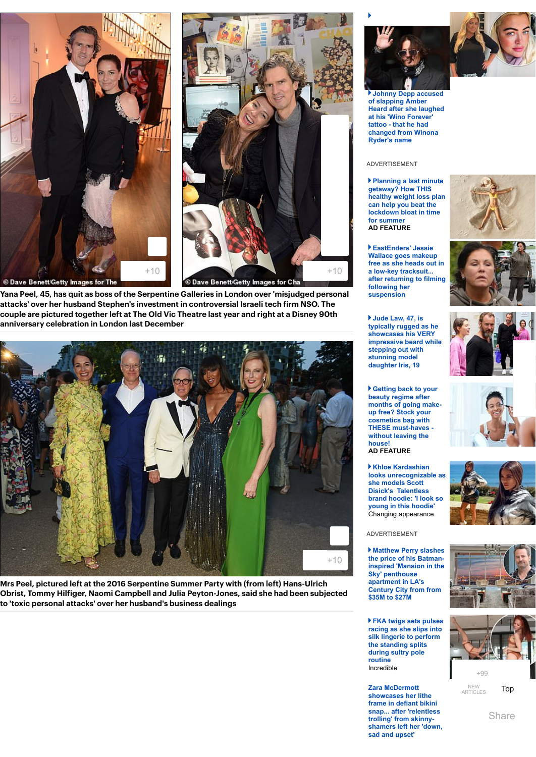© Dave Benett/Getty Images for The

© Dave Benett/Getty Images for Cha

Yana Peel, 45, has quit as boss of the Serpentine Galleries in London over 'misjudged personal attacks' over her husband Stephen's investment in controversial Israeli tech firm NSO. The couple are pictured together left at The Old Vic Theatre last year and right at a Disney 90th anniversary celebration in London last December

Mrs Peel, pictured left at the 2016 Serpentine Summer Party with (from left) Hans-Ulrich Obrist, Tommy Hilfiger, Naomi Campbell and Julia Peyton-Jones, said she had been subjected to 'toxic personal attacks' over her husband's business dealings

- Johnny Depp accused of slapping Amber Heard after she laughed at his 'Wino Forever' tattoo - that he had changed from Winona Ryder's name

ADVERTISEMENT

- Planning a last minute getaway? How THIS healthy weight loss plan can help you beat the lockdown bloat in time for summer
  AD FEATURE

- EastEnders' Jessie Wallace goes makeup free as she heads out in a low-key tracksuit... after returning to filming following her suspension

- Jude Law, 47, is typically rugged as he showcases his VERY impressive beard while stepping out with stunning model daughter Iris, 19

- Getting back to your beauty regime after months of going make-up free? Stock your cosmetics bag with THESE must-haves - without leaving the house!
  AD FEATURE

- Khloe Kardashian looks unrecognizable as she models Scott Disick's Talentless brand hoodie: 'I look so young in this hoodie'
  Changing appearance

ADVERTISEMENT

- Matthew Perry slashes the price of his Batman-inspired 'Mansion in the Sky' penthouse apartment in LA's Century City from from $35M to $27M

- FKA twigs sets pulses racing as she slips into silk lingerie to perform the standing splits during sultry pole routine
  Incredible

Zara McDermott showcases her lithe frame in defiant bikini snap... after 'relentless trolling' from skinny-shamers left her 'down, sad and upset'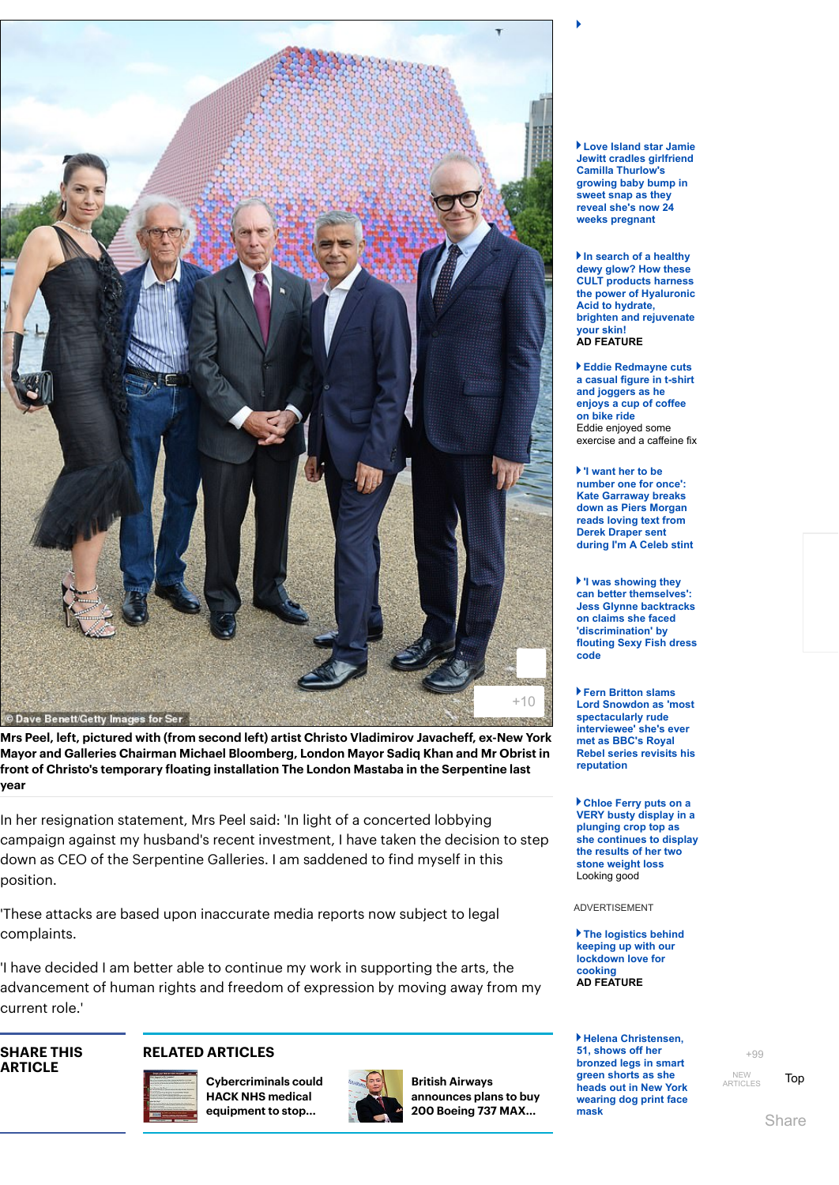**Mrs Peel, left, pictured with (from second left) artist Christo Vladimirov Javacheff, ex-New York Mayor and Galleries Chairman Michael Bloomberg, London Mayor Sadiq Khan and Mr Obrist in front of Christo's temporary floating installation The London Mastaba in the Serpentine last year**

In her resignation statement, Mrs Peel said: 'In light of a concerted lobbying campaign against my husband's recent investment, I have taken the decision to step down as CEO of the Serpentine Galleries. I am saddened to find myself in this position.

'These attacks are based upon inaccurate media reports now subject to legal complaints.

'I have decided I am better able to continue my work in supporting the arts, the advancement of human rights and freedom of expression by moving away from my current role.'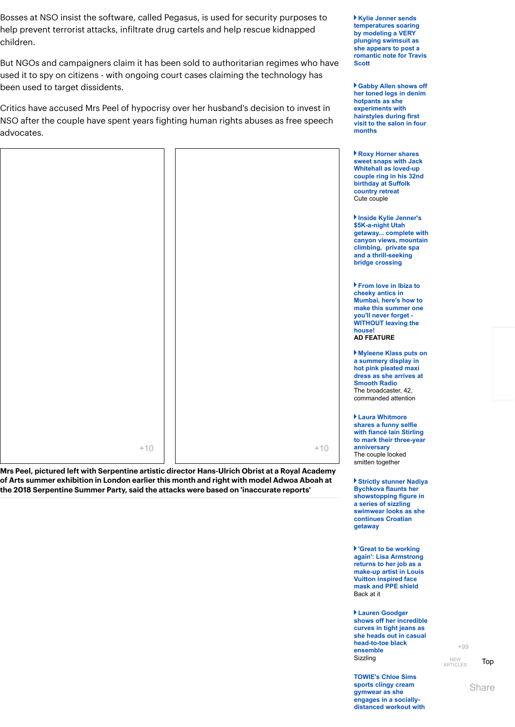Bosses at NSO insist the software, called Pegasus, is used for security purposes to help prevent terrorist attacks, infiltrate drug cartels and help rescue kidnapped children.

But NGOs and campaigners claim it has been sold to authoritarian regimes who have used it to spy on citizens - with ongoing court cases claiming the technology has been used to target dissidents.

Critics have accused Mrs Peel of hypocrisy over her husband's decision to invest in NSO after the couple have spent years fighting human rights abuses as free speech advocates.

+10

+10

**Mrs Peel, pictured left with Serpentine artistic director Hans-Ulrich Obrist at a Royal Academy of Arts summer exhibition in London earlier this month and right with model Adwoa Aboah at the 2018 Serpentine Summer Party, said the attacks were based on 'inaccurate reports'**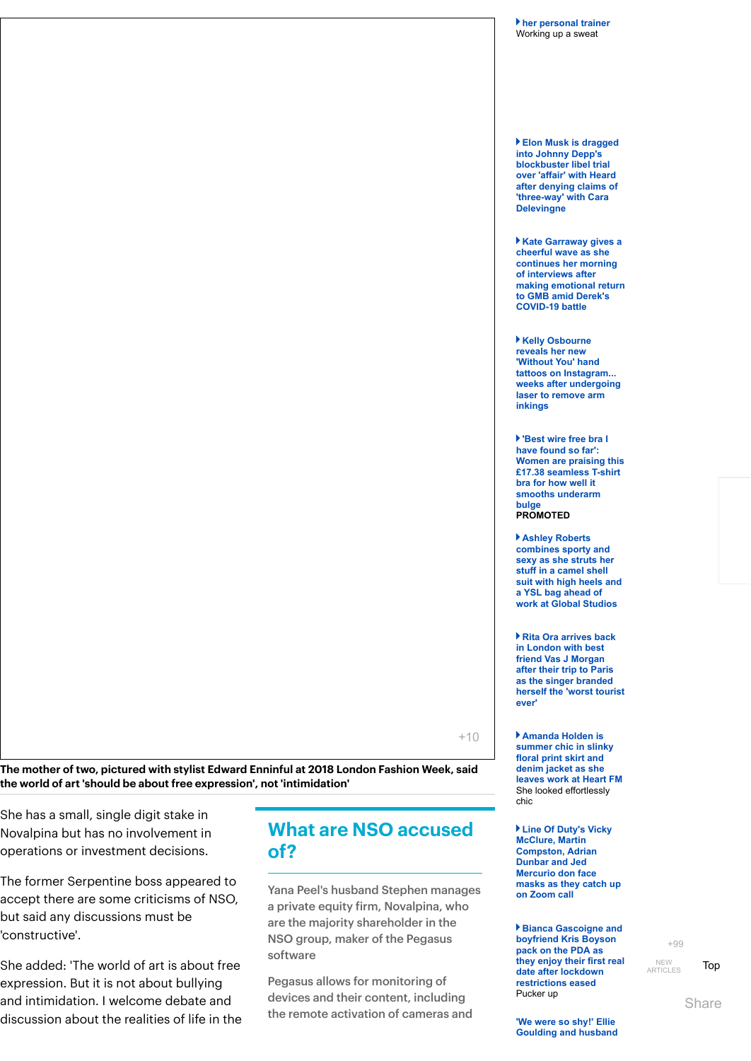The mother of two, pictured with stylist Edward Enninful at 2018 London Fashion Week, said the world of art 'should be about free expression', not 'intimidation'

She has a small, single digit stake in Novalpina but has no involvement in operations or investment decisions.

The former Serpentine boss appeared to accept there are some criticisms of NSO, but said any discussions must be 'constructive'.

She added: 'The world of art is about free expression. But it is not about bullying and intimidation. I welcome debate and discussion about the realities of life in the

## What are NSO accused of?

Yana Peel's husband Stephen manages a private equity firm, Novalpina, who are the majority shareholder in the NSO group, maker of the Pegasus software

Pegasus allows for monitoring of devices and their content, including the remote activation of cameras and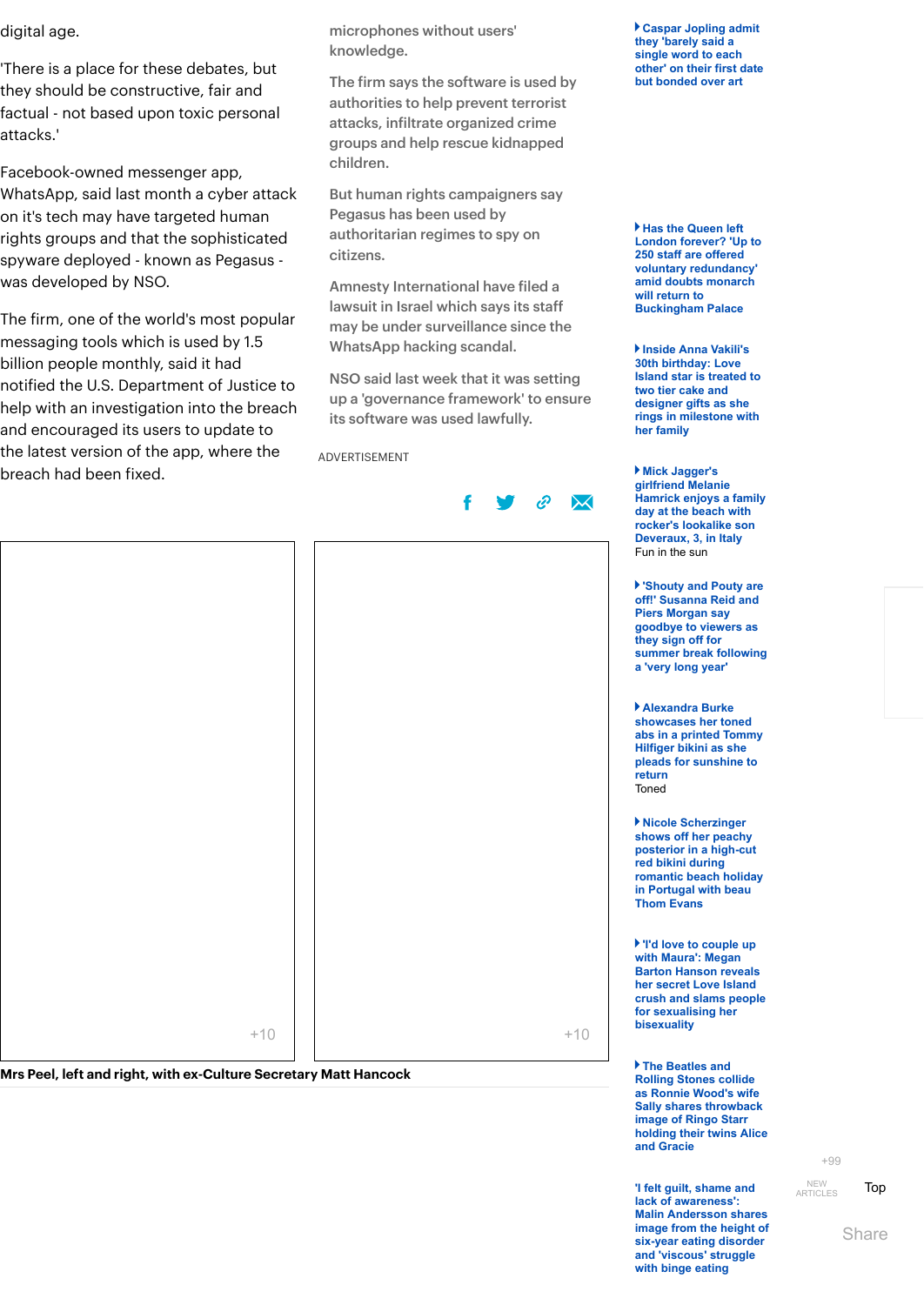digital age.

'There is a place for these debates, but they should be constructive, fair and factual - not based upon toxic personal attacks.'

Facebook-owned messenger app, WhatsApp, said last month a cyber attack on it's tech may have targeted human rights groups and that the sophisticated spyware deployed - known as Pegasus - was developed by NSO.

The firm, one of the world's most popular messaging tools which is used by 1.5 billion people monthly, said it had notified the U.S. Department of Justice to help with an investigation into the breach and encouraged its users to update to the latest version of the app, where the breach had been fixed.

microphones without users' knowledge.

The firm says the software is used by authorities to help prevent terrorist attacks, infiltrate organized crime groups and help rescue kidnapped children.

But human rights campaigners say Pegasus has been used by authoritarian regimes to spy on citizens.

Amnesty International have filed a lawsuit in Israel which says its staff may be under surveillance since the WhatsApp hacking scandal.

NSO said last week that it was setting up a 'governance framework' to ensure its software was used lawfully.

+10

+10

**Mrs Peel, left and right, with ex-Culture Secretary Matt Hancock**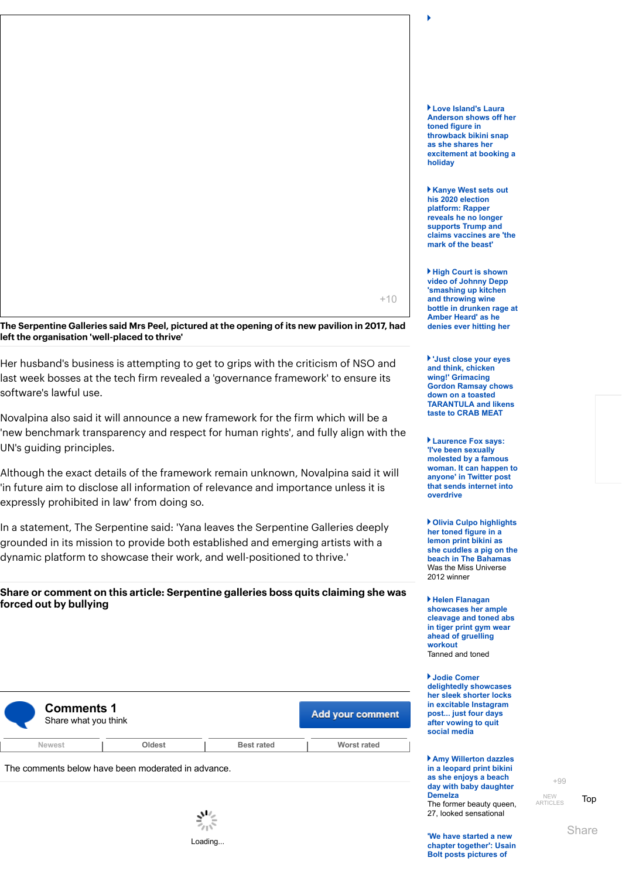The Serpentine Galleries said Mrs Peel, pictured at the opening of its new pavilion in 2017, had left the organisation 'well-placed to thrive'

Her husband's business is attempting to get to grips with the criticism of NSO and last week bosses at the tech firm revealed a 'governance framework' to ensure its software's lawful use.

Novalpina also said it will announce a new framework for the firm which will be a 'new benchmark transparency and respect for human rights', and fully align with the UN's guiding principles.

Although the exact details of the framework remain unknown, Novalpina said it will 'in future aim to disclose all information of relevance and importance unless it is expressly prohibited in law' from doing so.

In a statement, The Serpentine said: 'Yana leaves the Serpentine Galleries deeply grounded in its mission to provide both established and emerging artists with a dynamic platform to showcase their work, and well-positioned to thrive.'

**Share or comment on this article: Serpentine galleries boss quits claiming she was forced out by bullying**

**Comments 1**

Share what you think

The comments below have been moderated in advance.